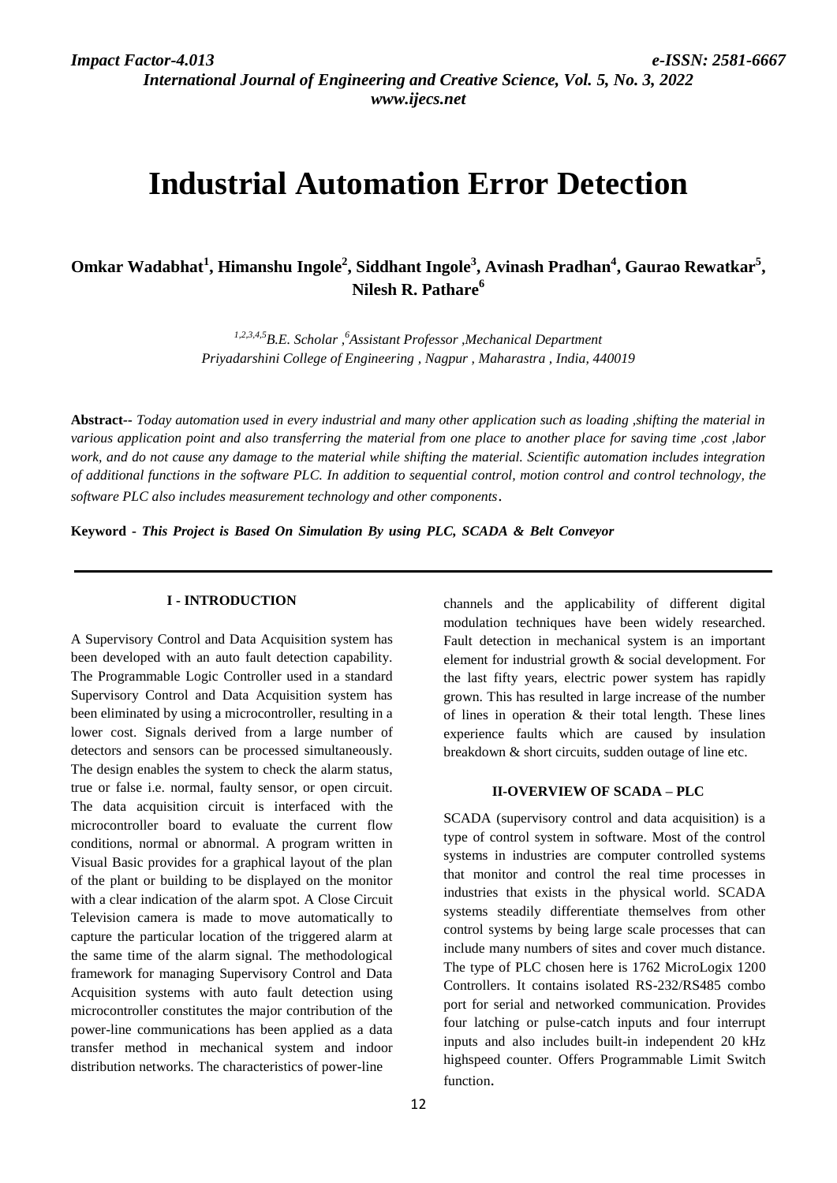# Industrial Automation Error Detection

**Omkar Wadabhat[1], Himanshu Ingole[2], Siddhant Ingole[3], Avinash Pradhan[4], Gaurao Rewatkar[5], Nilesh R. Pathare[6]**

*[1,2,3,4,5]B.E. Scholar ,[6]Assistant Professor ,Mechanical Department*
*Priyadarshini College of Engineering , Nagpur , Maharastra , India, 440019*

**Abstract--** *Today automation used in every industrial and many other application such as loading ,shifting the material in various application point and also transferring the material from one place to another place for saving time ,cost ,labor work, and do not cause any damage to the material while shifting the material. Scientific automation includes integration of additional functions in the software PLC. In addition to sequential control, motion control and control technology, the software PLC also includes measurement technology and other components*.

**Keyword** - ***This Project is Based On Simulation By using PLC, SCADA & Belt Conveyor***

## I - INTRODUCTION

A Supervisory Control and Data Acquisition system has been developed with an auto fault detection capability. The Programmable Logic Controller used in a standard Supervisory Control and Data Acquisition system has been eliminated by using a microcontroller, resulting in a lower cost. Signals derived from a large number of detectors and sensors can be processed simultaneously. The design enables the system to check the alarm status, true or false i.e. normal, faulty sensor, or open circuit. The data acquisition circuit is interfaced with the microcontroller board to evaluate the current flow conditions, normal or abnormal. A program written in Visual Basic provides for a graphical layout of the plan of the plant or building to be displayed on the monitor with a clear indication of the alarm spot. A Close Circuit Television camera is made to move automatically to capture the particular location of the triggered alarm at the same time of the alarm signal. The methodological framework for managing Supervisory Control and Data Acquisition systems with auto fault detection using microcontroller constitutes the major contribution of the power-line communications has been applied as a data transfer method in mechanical system and indoor distribution networks. The characteristics of power-line channels and the applicability of different digital modulation techniques have been widely researched. Fault detection in mechanical system is an important element for industrial growth & social development. For the last fifty years, electric power system has rapidly grown. This has resulted in large increase of the number of lines in operation & their total length. These lines experience faults which are caused by insulation breakdown & short circuits, sudden outage of line etc.

## II-OVERVIEW OF SCADA – PLC

SCADA (supervisory control and data acquisition) is a type of control system in software. Most of the control systems in industries are computer controlled systems that monitor and control the real time processes in industries that exists in the physical world. SCADA systems steadily differentiate themselves from other control systems by being large scale processes that can include many numbers of sites and cover much distance. The type of PLC chosen here is 1762 MicroLogix 1200 Controllers. It contains isolated RS-232/RS485 combo port for serial and networked communication. Provides four latching or pulse-catch inputs and four interrupt inputs and also includes built-in independent 20 kHz highspeed counter. Offers Programmable Limit Switch function.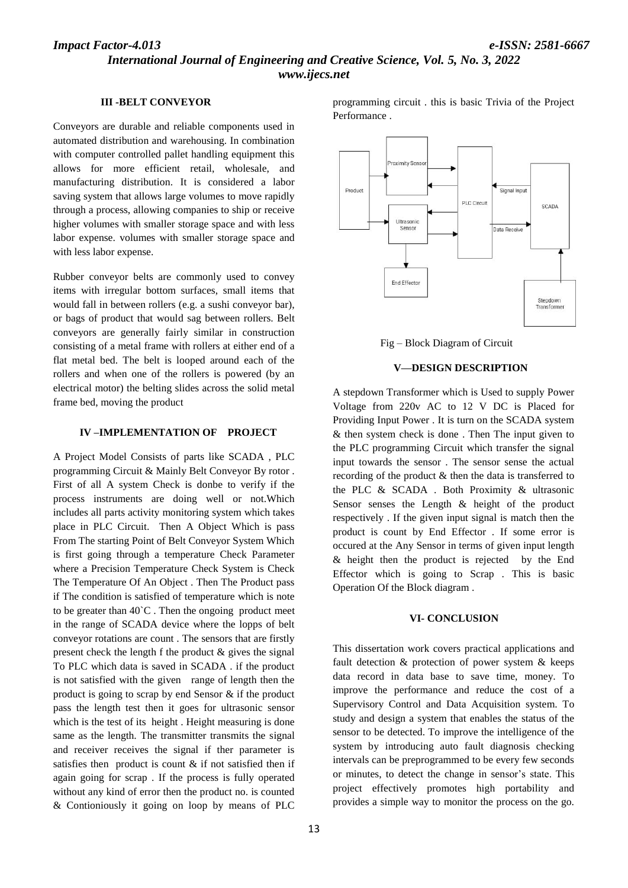### III -BELT CONVEYOR

Conveyors are durable and reliable components used in automated distribution and warehousing. In combination with computer controlled pallet handling equipment this allows for more efficient retail, wholesale, and manufacturing distribution. It is considered a labor saving system that allows large volumes to move rapidly through a process, allowing companies to ship or receive higher volumes with smaller storage space and with less labor expense. volumes with smaller storage space and with less labor expense.

Rubber conveyor belts are commonly used to convey items with irregular bottom surfaces, small items that would fall in between rollers (e.g. a sushi conveyor bar), or bags of product that would sag between rollers. Belt conveyors are generally fairly similar in construction consisting of a metal frame with rollers at either end of a flat metal bed. The belt is looped around each of the rollers and when one of the rollers is powered (by an electrical motor) the belting slides across the solid metal frame bed, moving the product

### IV –IMPLEMENTATION OF PROJECT

A Project Model Consists of parts like SCADA , PLC programming Circuit & Mainly Belt Conveyor By rotor . First of all A system Check is donbe to verify if the process instruments are doing well or not.Which includes all parts activity monitoring system which takes place in PLC Circuit. Then A Object Which is pass From The starting Point of Belt Conveyor System Which is first going through a temperature Check Parameter where a Precision Temperature Check System is Check The Temperature Of An Object . Then The Product pass if The condition is satisfied of temperature which is note to be greater than 40`C . Then the ongoing product meet in the range of SCADA device where the lopps of belt conveyor rotations are count . The sensors that are firstly present check the length f the product & gives the signal To PLC which data is saved in SCADA . if the product is not satisfied with the given range of length then the product is going to scrap by end Sensor & if the product pass the length test then it goes for ultrasonic sensor which is the test of its height . Height measuring is done same as the length. The transmitter transmits the signal and receiver receives the signal if ther parameter is satisfies then product is count & if not satisfied then if again going for scrap . If the process is fully operated without any kind of error then the product no. is counted & Contioniously it going on loop by means of PLC programming circuit . this is basic Trivia of the Project Performance .

Fig – Block Diagram of Circuit

### V—DESIGN DESCRIPTION

A stepdown Transformer which is Used to supply Power Voltage from 220v AC to 12 V DC is Placed for Providing Input Power . It is turn on the SCADA system & then system check is done . Then The input given to the PLC programming Circuit which transfer the signal input towards the sensor . The sensor sense the actual recording of the product & then the data is transferred to the PLC & SCADA . Both Proximity & ultrasonic Sensor senses the Length & height of the product respectively . If the given input signal is match then the product is count by End Effector . If some error is occured at the Any Sensor in terms of given input length & height then the product is rejected by the End Effector which is going to Scrap . This is basic Operation Of the Block diagram .

### VI- CONCLUSION

This dissertation work covers practical applications and fault detection & protection of power system & keeps data record in data base to save time, money. To improve the performance and reduce the cost of a Supervisory Control and Data Acquisition system. To study and design a system that enables the status of the sensor to be detected. To improve the intelligence of the system by introducing auto fault diagnosis checking intervals can be preprogrammed to be every few seconds or minutes, to detect the change in sensor's state. This project effectively promotes high portability and provides a simple way to monitor the process on the go.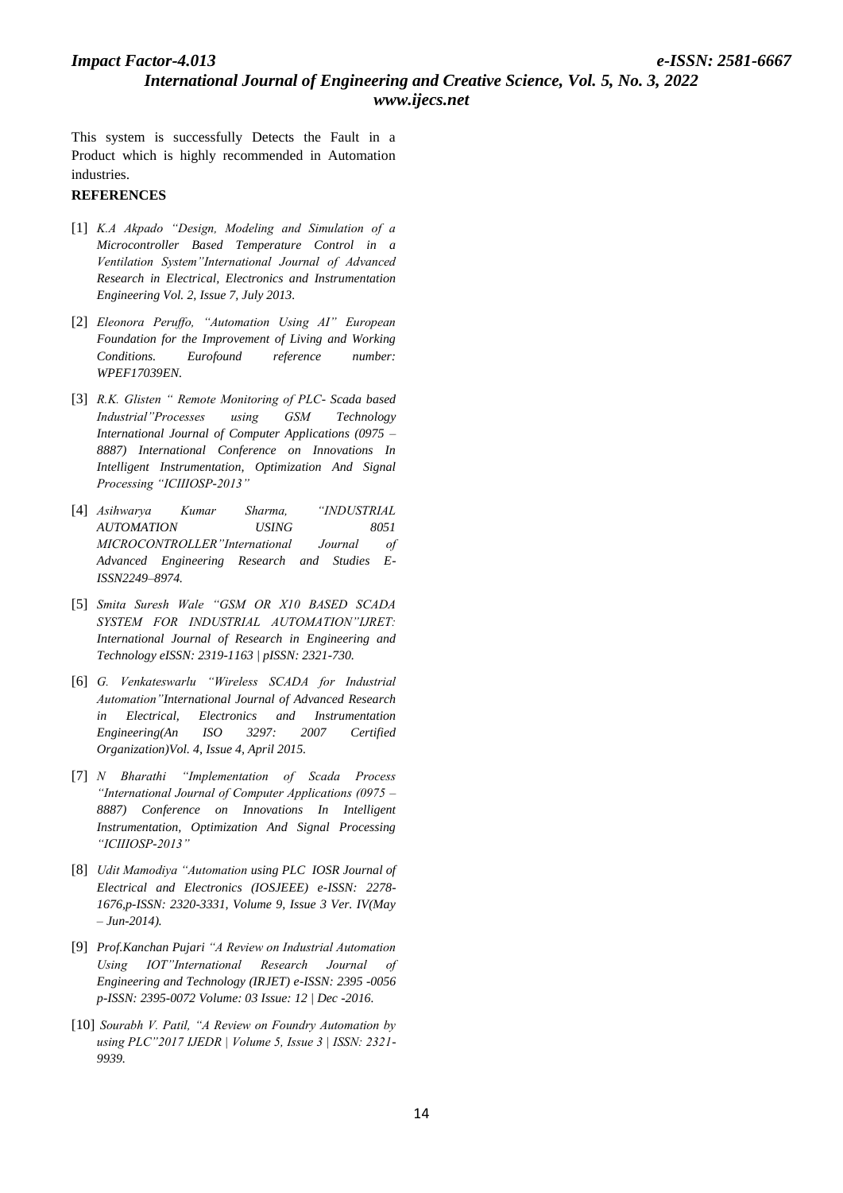This system is successfully Detects the Fault in a Product which is highly recommended in Automation industries.

**REFERENCES**

[1] *K.A Akpado "Design, Modeling and Simulation of a Microcontroller Based Temperature Control in a Ventilation System"International Journal of Advanced Research in Electrical, Electronics and Instrumentation Engineering Vol. 2, Issue 7, July 2013.*

[2] *Eleonora Peruffo, "Automation Using AI" European Foundation for the Improvement of Living and Working Conditions. Eurofound reference number: WPEF17039EN.*

[3] *R.K. Glisten " Remote Monitoring of PLC- Scada based Industrial"Processes using GSM Technology International Journal of Computer Applications (0975 – 8887) International Conference on Innovations In Intelligent Instrumentation, Optimization And Signal Processing "ICIIIOSP-2013"*

[4] *Asihwarya Kumar Sharma, "INDUSTRIAL AUTOMATION USING 8051 MICROCONTROLLER"International Journal of Advanced Engineering Research and Studies E-ISSN2249–8974.*

[5] *Smita Suresh Wale "GSM OR X10 BASED SCADA SYSTEM FOR INDUSTRIAL AUTOMATION"IJRET: International Journal of Research in Engineering and Technology eISSN: 2319-1163 | pISSN: 2321-730.*

[6] *G. Venkateswarlu "Wireless SCADA for Industrial Automation"International Journal of Advanced Research in Electrical, Electronics and Instrumentation Engineering(An ISO 3297: 2007 Certified Organization)Vol. 4, Issue 4, April 2015.*

[7] *N Bharathi "Implementation of Scada Process "International Journal of Computer Applications (0975 – 8887) Conference on Innovations In Intelligent Instrumentation, Optimization And Signal Processing "ICIIIOSP-2013"*

[8] *Udit Mamodiya "Automation using PLC IOSR Journal of Electrical and Electronics (IOSJEEE) e-ISSN: 2278-1676,p-ISSN: 2320-3331, Volume 9, Issue 3 Ver. IV(May – Jun-2014).*

[9] *Prof.Kanchan Pujari "A Review on Industrial Automation Using IOT"International Research Journal of Engineering and Technology (IRJET) e-ISSN: 2395 -0056 p-ISSN: 2395-0072 Volume: 03 Issue: 12 | Dec -2016.*

[10] *Sourabh V. Patil, "A Review on Foundry Automation by using PLC"2017 IJEDR | Volume 5, Issue 3 | ISSN: 2321-9939.*